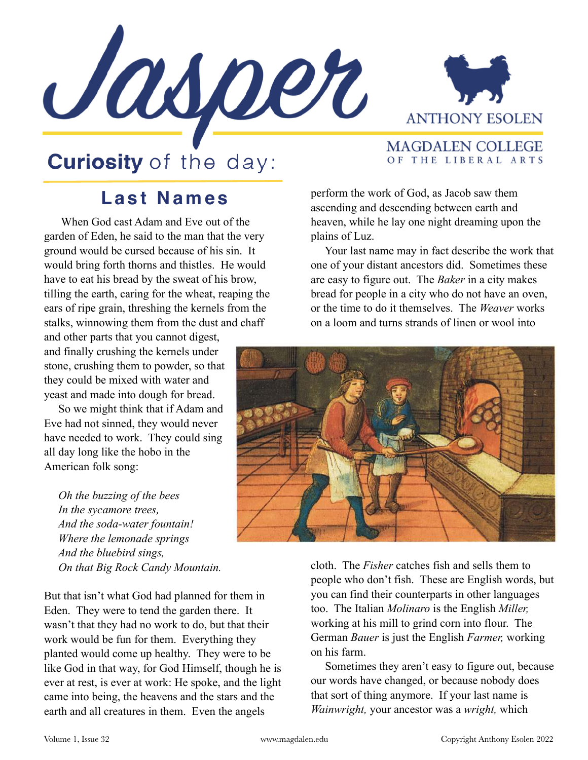# Jasper

ANTHONY ESOLEN

MAGDALEN COLLEGE OF THE LIBERAL ARTS

## Curiosity of the day:

## Last Names

When God cast Adam and Eve out of the garden of Eden, he said to the man that the very ground would be cursed because of his sin. It would bring forth thorns and thistles. He would have to eat his bread by the sweat of his brow, tilling the earth, caring for the wheat, reaping the ears of ripe grain, threshing the kernels from the stalks, winnowing them from the dust and chaff and other parts that you cannot digest, and finally crushing the kernels under stone, crushing them to powder, so that they could be mixed with water and yeast and made into dough for bread.

So we might think that if Adam and Eve had not sinned, they would never have needed to work. They could sing all day long like the hobo in the American folk song:

*Oh the buzzing of the bees*
*In the sycamore trees,*
*And the soda-water fountain!*
*Where the lemonade springs*
*And the bluebird sings,*
*On that Big Rock Candy Mountain.*

But that isn't what God had planned for them in Eden. They were to tend the garden there. It wasn't that they had no work to do, but that their work would be fun for them. Everything they planted would come up healthy. They were to be like God in that way, for God Himself, though he is ever at rest, is ever at work: He spoke, and the light came into being, the heavens and the stars and the earth and all creatures in them. Even the angels perform the work of God, as Jacob saw them ascending and descending between earth and heaven, while he lay one night dreaming upon the plains of Luz.

Your last name may in fact describe the work that one of your distant ancestors did. Sometimes these are easy to figure out. The *Baker* in a city makes bread for people in a city who do not have an oven, or the time to do it themselves. The *Weaver* works on a loom and turns strands of linen or wool into cloth. The *Fisher* catches fish and sells them to people who don't fish. These are English words, but you can find their counterparts in other languages too. The Italian *Molinaro* is the English *Miller,* working at his mill to grind corn into flour. The German *Bauer* is just the English *Farmer,* working on his farm.

Sometimes they aren't easy to figure out, because our words have changed, or because nobody does that sort of thing anymore. If your last name is *Wainwright,* your ancestor was a *wright,* which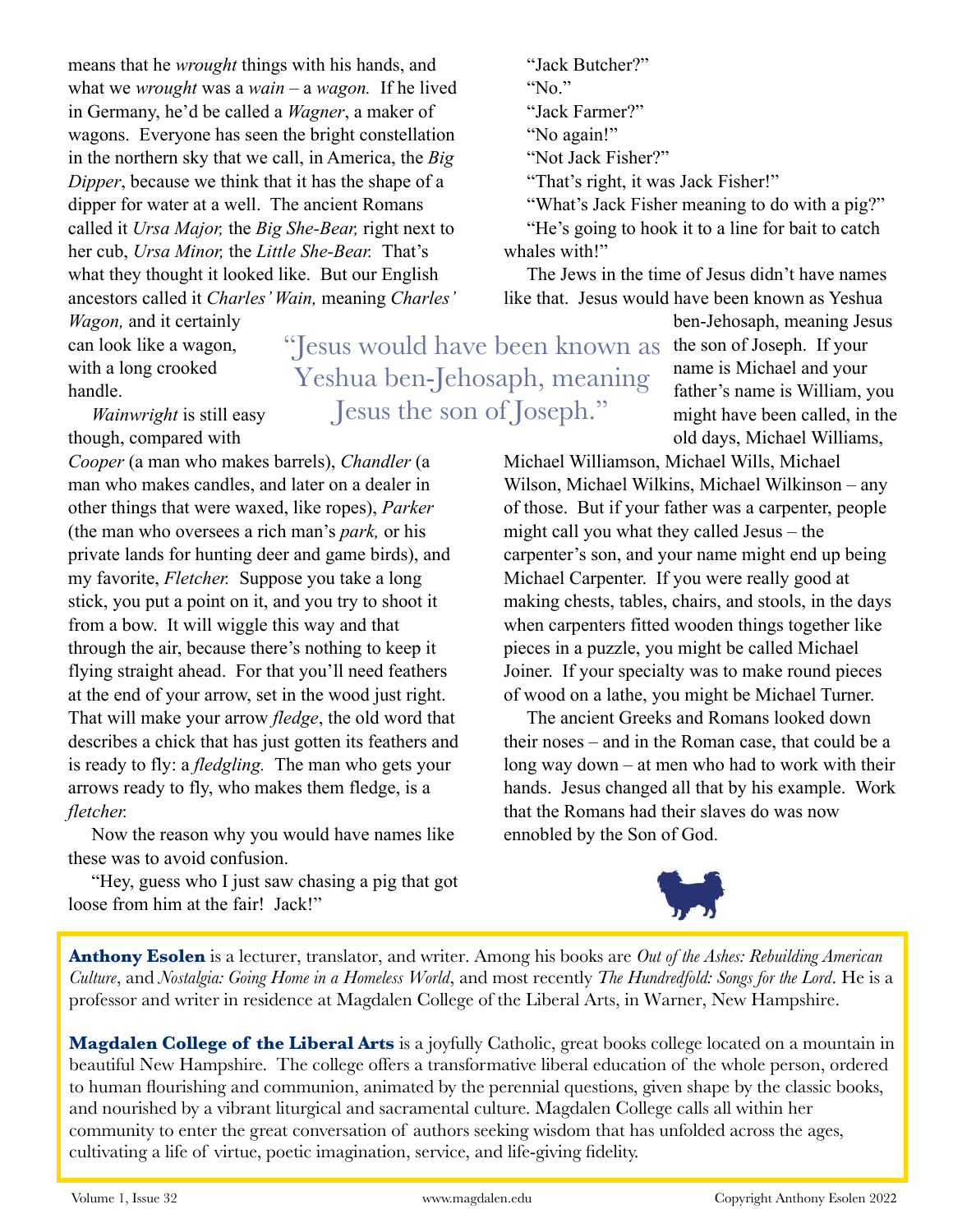means that he *wrought* things with his hands, and what we *wrought* was a *wain* – a *wagon.* If he lived in Germany, he'd be called a *Wagner*, a maker of wagons. Everyone has seen the bright constellation in the northern sky that we call, in America, the *Big Dipper*, because we think that it has the shape of a dipper for water at a well. The ancient Romans called it *Ursa Major,* the *Big She-Bear,* right next to her cub, *Ursa Minor,* the *Little She-Bear.* That's what they thought it looked like. But our English ancestors called it *Charles' Wain,* meaning *Charles' Wagon,* and it certainly can look like a wagon, with a long crooked handle.

*Wainwright* is still easy though, compared with *Cooper* (a man who makes barrels), *Chandler* (a man who makes candles, and later on a dealer in other things that were waxed, like ropes), *Parker* (the man who oversees a rich man's *park,* or his private lands for hunting deer and game birds), and my favorite, *Fletcher.* Suppose you take a long stick, you put a point on it, and you try to shoot it from a bow. It will wiggle this way and that through the air, because there's nothing to keep it flying straight ahead. For that you'll need feathers at the end of your arrow, set in the wood just right. That will make your arrow *fledge*, the old word that describes a chick that has just gotten its feathers and is ready to fly: a *fledgling.* The man who gets your arrows ready to fly, who makes them fledge, is a *fletcher.*

Now the reason why you would have names like these was to avoid confusion.

"Hey, guess who I just saw chasing a pig that got loose from him at the fair! Jack!"

"Jack Butcher?"

"No."

"Jack Farmer?"

"No again!"

"Not Jack Fisher?"

"That's right, it was Jack Fisher!"

"What's Jack Fisher meaning to do with a pig?"

"He's going to hook it to a line for bait to catch whales with!"

The Jews in the time of Jesus didn't have names like that. Jesus would have been known as Yeshua ben-Jehosaph, meaning Jesus the son of Joseph. If your name is Michael and your father's name is William, you might have been called, in the old days, Michael Williams, Michael Williamson, Michael Wills, Michael Wilson, Michael Wilkins, Michael Wilkinson – any of those. But if your father was a carpenter, people might call you what they called Jesus – the carpenter's son, and your name might end up being Michael Carpenter. If you were really good at making chests, tables, chairs, and stools, in the days when carpenters fitted wooden things together like pieces in a puzzle, you might be called Michael Joiner. If your specialty was to make round pieces of wood on a lathe, you might be Michael Turner.

> "Jesus would have been known as Yeshua ben-Jehosaph, meaning Jesus the son of Joseph."

The ancient Greeks and Romans looked down their noses – and in the Roman case, that could be a long way down – at men who had to work with their hands. Jesus changed all that by his example. Work that the Romans had their slaves do was now ennobled by the Son of God.

**Anthony Esolen** is a lecturer, translator, and writer. Among his books are *Out of the Ashes: Rebuilding American Culture*, and *Nostalgia: Going Home in a Homeless World*, and most recently *The Hundredfold: Songs for the Lord*. He is a professor and writer in residence at Magdalen College of the Liberal Arts, in Warner, New Hampshire.

**Magdalen College of the Liberal Arts** is a joyfully Catholic, great books college located on a mountain in beautiful New Hampshire. The college offers a transformative liberal education of the whole person, ordered to human flourishing and communion, animated by the perennial questions, given shape by the classic books, and nourished by a vibrant liturgical and sacramental culture. Magdalen College calls all within her community to enter the great conversation of authors seeking wisdom that has unfolded across the ages, cultivating a life of virtue, poetic imagination, service, and life-giving fidelity.